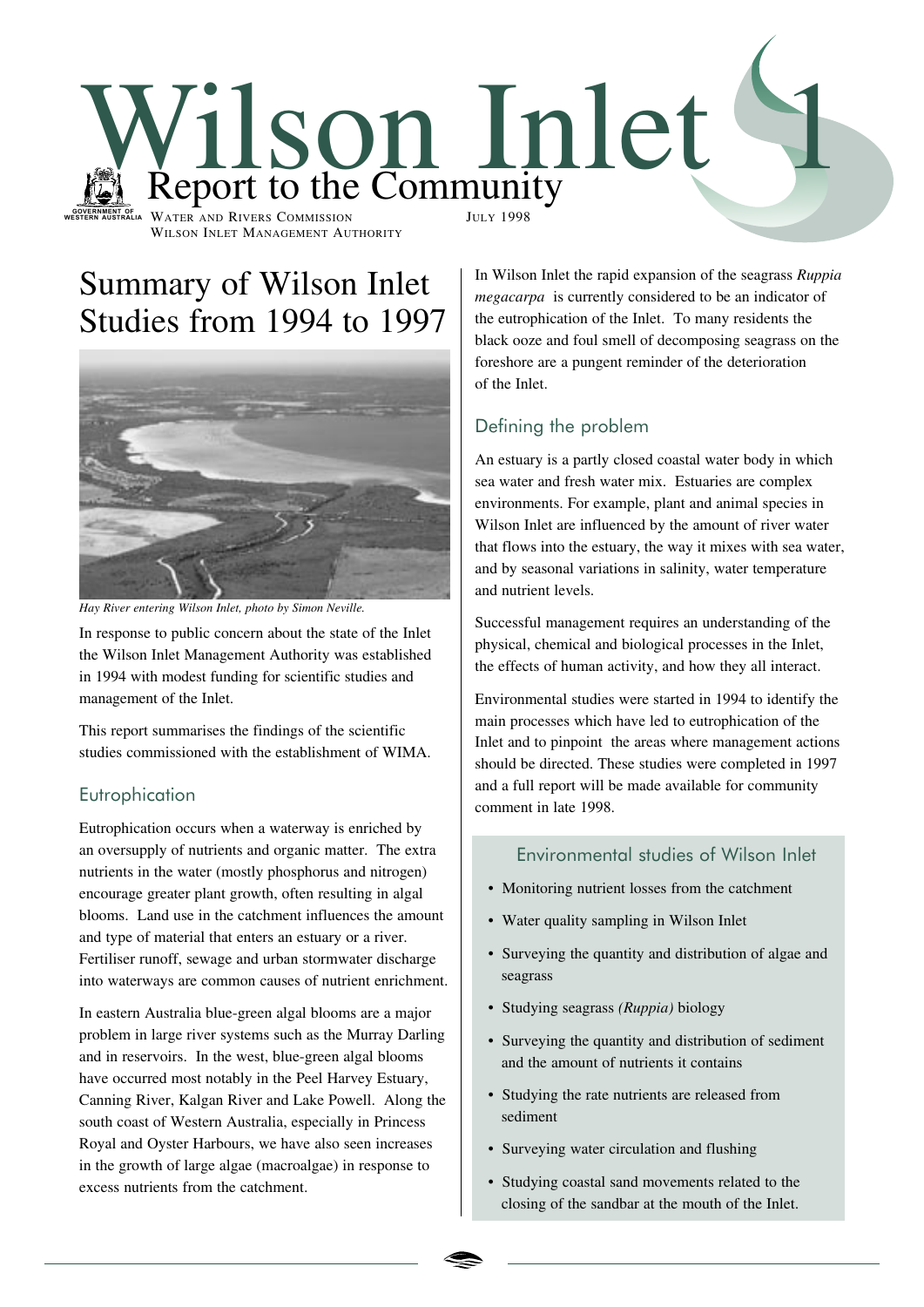# Wilson Inlet 1

## Report to the Community

WATER AND RIVERS COMMISSION
WILSON INLET MANAGEMENT AUTHORITY

JULY 1998

# Summary of Wilson Inlet Studies from 1994 to 1997

*Hay River entering Wilson Inlet, photo by Simon Neville.*

In response to public concern about the state of the Inlet the Wilson Inlet Management Authority was established in 1994 with modest funding for scientific studies and management of the Inlet.

This report summarises the findings of the scientific studies commissioned with the establishment of WIMA.

## Eutrophication

Eutrophication occurs when a waterway is enriched by an oversupply of nutrients and organic matter. The extra nutrients in the water (mostly phosphorus and nitrogen) encourage greater plant growth, often resulting in algal blooms. Land use in the catchment influences the amount and type of material that enters an estuary or a river. Fertiliser runoff, sewage and urban stormwater discharge into waterways are common causes of nutrient enrichment.

In eastern Australia blue-green algal blooms are a major problem in large river systems such as the Murray Darling and in reservoirs. In the west, blue-green algal blooms have occurred most notably in the Peel Harvey Estuary, Canning River, Kalgan River and Lake Powell. Along the south coast of Western Australia, especially in Princess Royal and Oyster Harbours, we have also seen increases in the growth of large algae (macroalgae) in response to excess nutrients from the catchment.

In Wilson Inlet the rapid expansion of the seagrass *Ruppia megacarpa* is currently considered to be an indicator of the eutrophication of the Inlet. To many residents the black ooze and foul smell of decomposing seagrass on the foreshore are a pungent reminder of the deterioration of the Inlet.

## Defining the problem

An estuary is a partly closed coastal water body in which sea water and fresh water mix. Estuaries are complex environments. For example, plant and animal species in Wilson Inlet are influenced by the amount of river water that flows into the estuary, the way it mixes with sea water, and by seasonal variations in salinity, water temperature and nutrient levels.

Successful management requires an understanding of the physical, chemical and biological processes in the Inlet, the effects of human activity, and how they all interact.

Environmental studies were started in 1994 to identify the main processes which have led to eutrophication of the Inlet and to pinpoint the areas where management actions should be directed. These studies were completed in 1997 and a full report will be made available for community comment in late 1998.

### Environmental studies of Wilson Inlet

- Monitoring nutrient losses from the catchment
- Water quality sampling in Wilson Inlet
- Surveying the quantity and distribution of algae and seagrass
- Studying seagrass *(Ruppia)* biology
- Surveying the quantity and distribution of sediment and the amount of nutrients it contains
- Studying the rate nutrients are released from sediment
- Surveying water circulation and flushing
- Studying coastal sand movements related to the closing of the sandbar at the mouth of the Inlet.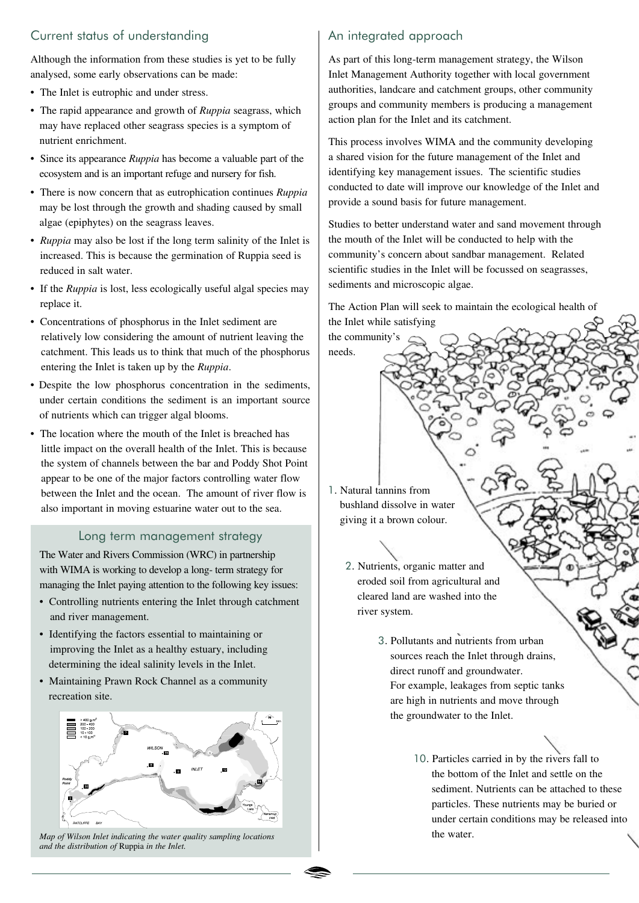## Current status of understanding

Although the information from these studies is yet to be fully analysed, some early observations can be made:

- The Inlet is eutrophic and under stress.
- The rapid appearance and growth of *Ruppia* seagrass, which may have replaced other seagrass species is a symptom of nutrient enrichment.
- Since its appearance *Ruppia* has become a valuable part of the ecosystem and is an important refuge and nursery for fish.
- There is now concern that as eutrophication continues *Ruppia* may be lost through the growth and shading caused by small algae (epiphytes) on the seagrass leaves.
- *Ruppia* may also be lost if the long term salinity of the Inlet is increased. This is because the germination of Ruppia seed is reduced in salt water.
- If the *Ruppia* is lost, less ecologically useful algal species may replace it.
- Concentrations of phosphorus in the Inlet sediment are relatively low considering the amount of nutrient leaving the catchment. This leads us to think that much of the phosphorus entering the Inlet is taken up by the *Ruppia*.
- Despite the low phosphorus concentration in the sediments, under certain conditions the sediment is an important source of nutrients which can trigger algal blooms.
- The location where the mouth of the Inlet is breached has little impact on the overall health of the Inlet. This is because the system of channels between the bar and Poddy Shot Point appear to be one of the major factors controlling water flow between the Inlet and the ocean. The amount of river flow is also important in moving estuarine water out to the sea.

### Long term management strategy

The Water and Rivers Commission (WRC) in partnership with WIMA is working to develop a long- term strategy for managing the Inlet paying attention to the following key issues:

- Controlling nutrients entering the Inlet through catchment and river management.
- Identifying the factors essential to maintaining or improving the Inlet as a healthy estuary, including determining the ideal salinity levels in the Inlet.
- Maintaining Prawn Rock Channel as a community recreation site.

> 400 g/m²
200 - 400
100 - 200
10 - 100
< 10 g/m²
WILSON
INLET
Poddy Point
RATCLIFFE BAY
Youngs Lake
Nenamup Inlet

*Map of Wilson Inlet indicating the water quality sampling locations and the distribution of* Ruppia *in the Inlet.*

## An integrated approach

As part of this long-term management strategy, the Wilson Inlet Management Authority together with local government authorities, landcare and catchment groups, other community groups and community members is producing a management action plan for the Inlet and its catchment.

This process involves WIMA and the community developing a shared vision for the future management of the Inlet and identifying key management issues. The scientific studies conducted to date will improve our knowledge of the Inlet and provide a sound basis for future management.

Studies to better understand water and sand movement through the mouth of the Inlet will be conducted to help with the community's concern about sandbar management. Related scientific studies in the Inlet will be focussed on seagrasses, sediments and microscopic algae.

The Action Plan will seek to maintain the ecological health of the Inlet while satisfying the community's needs.

1. Natural tannins from bushland dissolve in water giving it a brown colour.

2. Nutrients, organic matter and eroded soil from agricultural and cleared land are washed into the river system.

3. Pollutants and nutrients from urban sources reach the Inlet through drains, direct runoff and groundwater. For example, leakages from septic tanks are high in nutrients and move through the groundwater to the Inlet.

10. Particles carried in by the rivers fall to the bottom of the Inlet and settle on the sediment. Nutrients can be attached to these particles. These nutrients may be buried or under certain conditions may be released into the water.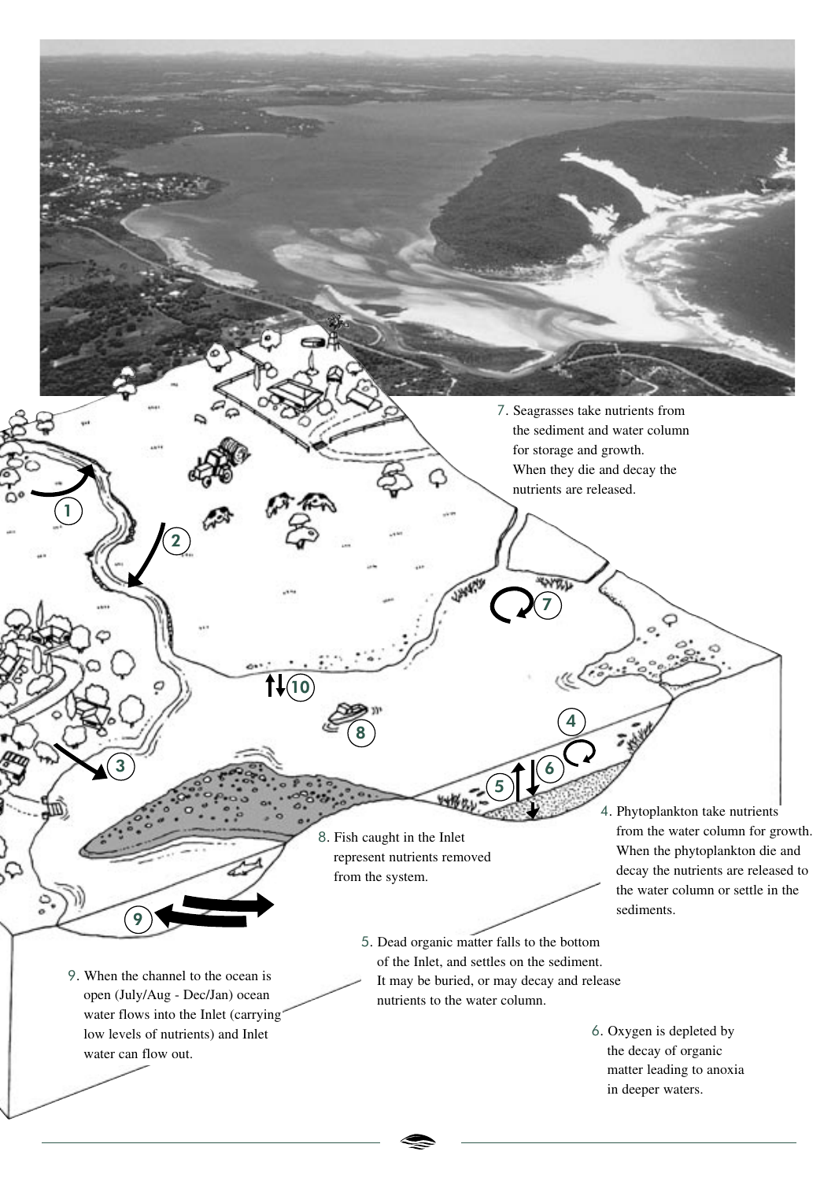7. Seagrasses take nutrients from the sediment and water column for storage and growth. When they die and decay the nutrients are released.

4. Phytoplankton take nutrients from the water column for growth. When the phytoplankton die and decay the nutrients are released to the water column or settle in the sediments.

8. Fish caught in the Inlet represent nutrients removed from the system.

5. Dead organic matter falls to the bottom of the Inlet, and settles on the sediment. It may be buried, or may decay and release nutrients to the water column.

9. When the channel to the ocean is open (July/Aug - Dec/Jan) ocean water flows into the Inlet (carrying low levels of nutrients) and Inlet water can flow out.

6. Oxygen is depleted by the decay of organic matter leading to anoxia in deeper waters.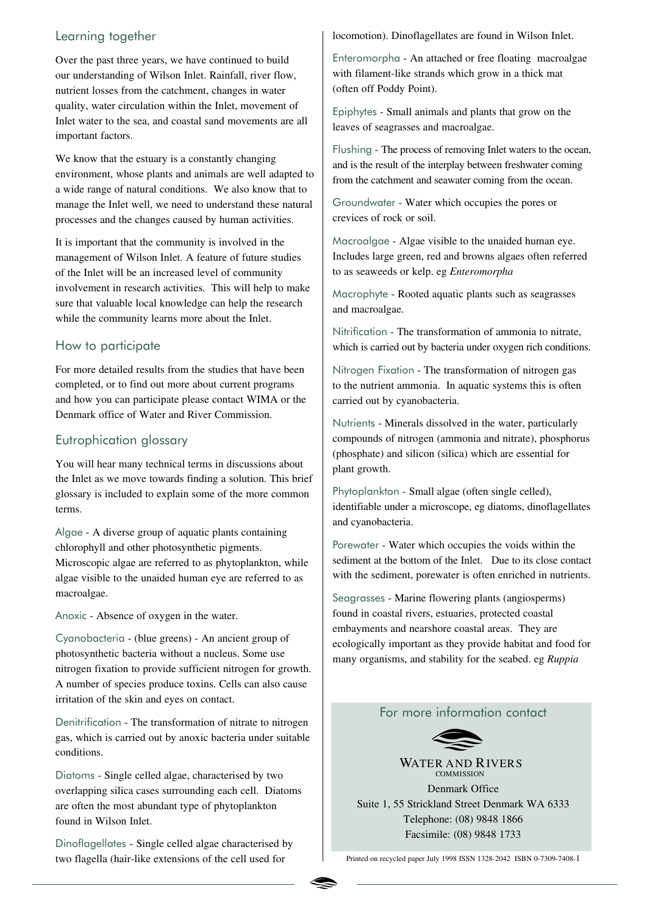## Learning together

Over the past three years, we have continued to build our understanding of Wilson Inlet. Rainfall, river flow, nutrient losses from the catchment, changes in water quality, water circulation within the Inlet, movement of Inlet water to the sea, and coastal sand movements are all important factors.

We know that the estuary is a constantly changing environment, whose plants and animals are well adapted to a wide range of natural conditions. We also know that to manage the Inlet well, we need to understand these natural processes and the changes caused by human activities.

It is important that the community is involved in the management of Wilson Inlet. A feature of future studies of the Inlet will be an increased level of community involvement in research activities. This will help to make sure that valuable local knowledge can help the research while the community learns more about the Inlet.

## How to participate

For more detailed results from the studies that have been completed, or to find out more about current programs and how you can participate please contact WIMA or the Denmark office of Water and River Commission.

## Eutrophication glossary

You will hear many technical terms in discussions about the Inlet as we move towards finding a solution. This brief glossary is included to explain some of the more common terms.

Algae - A diverse group of aquatic plants containing chlorophyll and other photosynthetic pigments. Microscopic algae are referred to as phytoplankton, while algae visible to the unaided human eye are referred to as macroalgae.

Anoxic - Absence of oxygen in the water.

Cyanobacteria - (blue greens) - An ancient group of photosynthetic bacteria without a nucleus. Some use nitrogen fixation to provide sufficient nitrogen for growth. A number of species produce toxins. Cells can also cause irritation of the skin and eyes on contact.

Denitrification - The transformation of nitrate to nitrogen gas, which is carried out by anoxic bacteria under suitable conditions.

Diatoms - Single celled algae, characterised by two overlapping silica cases surrounding each cell. Diatoms are often the most abundant type of phytoplankton found in Wilson Inlet.

Dinoflagellates - Single celled algae characterised by two flagella (hair-like extensions of the cell used for locomotion). Dinoflagellates are found in Wilson Inlet.

Enteromorpha - An attached or free floating macroalgae with filament-like strands which grow in a thick mat (often off Poddy Point).

Epiphytes - Small animals and plants that grow on the leaves of seagrasses and macroalgae.

Flushing - The process of removing Inlet waters to the ocean, and is the result of the interplay between freshwater coming from the catchment and seawater coming from the ocean.

Groundwater - Water which occupies the pores or crevices of rock or soil.

Macroalgae - Algae visible to the unaided human eye. Includes large green, red and browns algaes often referred to as seaweeds or kelp. eg *Enteromorpha*

Macrophyte - Rooted aquatic plants such as seagrasses and macroalgae.

Nitrification - The transformation of ammonia to nitrate, which is carried out by bacteria under oxygen rich conditions.

Nitrogen Fixation - The transformation of nitrogen gas to the nutrient ammonia. In aquatic systems this is often carried out by cyanobacteria.

Nutrients - Minerals dissolved in the water, particularly compounds of nitrogen (ammonia and nitrate), phosphorus (phosphate) and silicon (silica) which are essential for plant growth.

Phytoplankton - Small algae (often single celled), identifiable under a microscope, eg diatoms, dinoflagellates and cyanobacteria.

Porewater - Water which occupies the voids within the sediment at the bottom of the Inlet. Due to its close contact with the sediment, porewater is often enriched in nutrients.

Seagrasses - Marine flowering plants (angiosperms) found in coastal rivers, estuaries, protected coastal embayments and nearshore coastal areas. They are ecologically important as they provide habitat and food for many organisms, and stability for the seabed. eg *Ruppia*

For more information contact

WATER AND RIVERS COMMISSION

Denmark Office
Suite 1, 55 Strickland Street Denmark WA 6333
Telephone: (08) 9848 1866
Facsimile: (08) 9848 1733

Printed on recycled paper July 1998 ISSN 1328-2042 ISBN 0-7309-7408-1